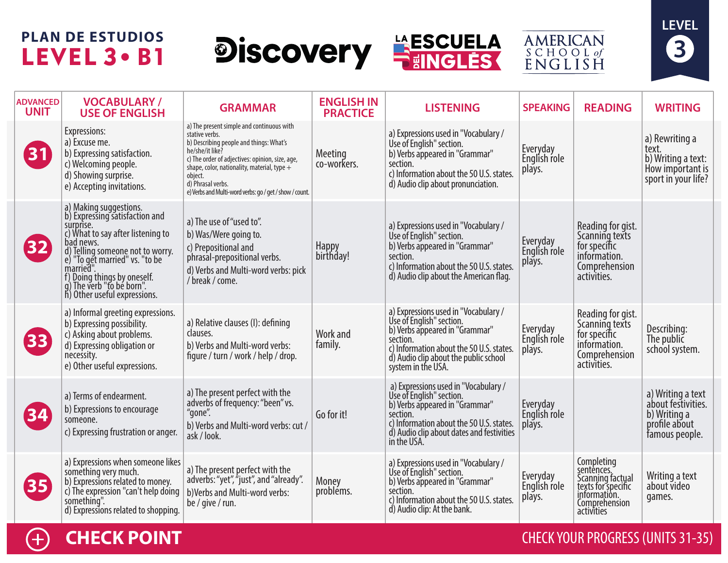# PLAN DE ESTUDIOS
## LEVEL 3 • B1

Discovery | LA ESCUELA DEL INGLÉS | AMERICAN SCHOOL of ENGLISH

LEVEL 3

| ADVANCED UNIT | VOCABULARY / USE OF ENGLISH | GRAMMAR | ENGLISH IN PRACTICE | LISTENING | SPEAKING | READING | WRITING |
|---|---|---|---|---|---|---|---|
| 31 | Expressions:<br>a) Excuse me.<br>b) Expressing satisfaction.<br>c) Welcoming people.<br>d) Showing surprise.<br>e) Accepting invitations. | a) The present simple and continuous with stative verbs.<br>b) Describing people and things: What's he/she/it like?<br>c) The order of adjectives: opinion, size, age, shape, color, nationality, material, type + object.<br>d) Phrasal verbs.<br>e) Verbs and Multi-word verbs: go / get / show / count. | Meeting co-workers. | a) Expressions used in "Vocabulary / Use of English" section.<br>b) Verbs appeared in "Grammar" section.<br>c) Information about the 50 U.S. states.<br>d) Audio clip about pronunciation. | Everyday English role plays. | | a) Rewriting a text.<br>b) Writing a text: How important is sport in your life? |
| 32 | a) Making suggestions.<br>b) Expressing satisfaction and surprise.<br>c) What to say after listening to bad news.<br>d) Telling someone not to worry.<br>e) "To get married" vs. "to be married".<br>f) Doing things by oneself.<br>g) The verb "to be born".<br>h) Other useful expressions. | a) The use of "used to".<br>b) Was/Were going to.<br>c) Prepositional and phrasal-prepositional verbs.<br>d) Verbs and Multi-word verbs: pick / break / come. | Happy birthday! | a) Expressions used in "Vocabulary / Use of English" section.<br>b) Verbs appeared in "Grammar" section.<br>c) Information about the 50 U.S. states.<br>d) Audio clip about the American flag. | Everyday English role plays. | Reading for gist. Scanning texts for specific information. Comprehension activities. | |
| 33 | a) Informal greeting expressions.<br>b) Expressing possibility.<br>c) Asking about problems.<br>d) Expressing obligation or necessity.<br>e) Other useful expressions. | a) Relative clauses (I): defining clauses.<br>b) Verbs and Multi-word verbs: figure / turn / work / help / drop. | Work and family. | a) Expressions used in "Vocabulary / Use of English" section.<br>b) Verbs appeared in "Grammar" section.<br>c) Information about the 50 U.S. states.<br>d) Audio clip about the public school system in the USA. | Everyday English role plays. | Reading for gist. Scanning texts for specific information. Comprehension activities. | Describing: The public school system. |
| 34 | a) Terms of endearment.<br>b) Expressions to encourage someone.<br>c) Expressing frustration or anger. | a) The present perfect with the adverbs of frequency: "been" vs. "gone".<br>b) Verbs and Multi-word verbs: cut / ask / look. | Go for it! | a) Expressions used in "Vocabulary / Use of English" section.<br>b) Verbs appeared in "Grammar" section.<br>c) Information about the 50 U.S. states.<br>d) Audio clip about dates and festivities in the USA. | Everyday English role plays. | | a) Writing a text about festivities.<br>b) Writing a profile about famous people. |
| 35 | a) Expressions when someone likes something very much.<br>b) Expressions related to money.<br>c) The expression "can't help doing something".<br>d) Expressions related to shopping. | a) The present perfect with the adverbs: "yet", "just", and "already".<br>b)Verbs and Multi-word verbs: be / give / run. | Money problems. | a) Expressions used in "Vocabulary / Use of English" section.<br>b) Verbs appeared in "Grammar" section.<br>c) Information about the 50 U.S. states.<br>d) Audio clip: At the bank. | Everyday English role plays. | Completing sentences. Scanning factual texts for specific information. Comprehension activities | Writing a text about video games. |

**CHECK POINT** — CHECK YOUR PROGRESS (UNITS 31-35)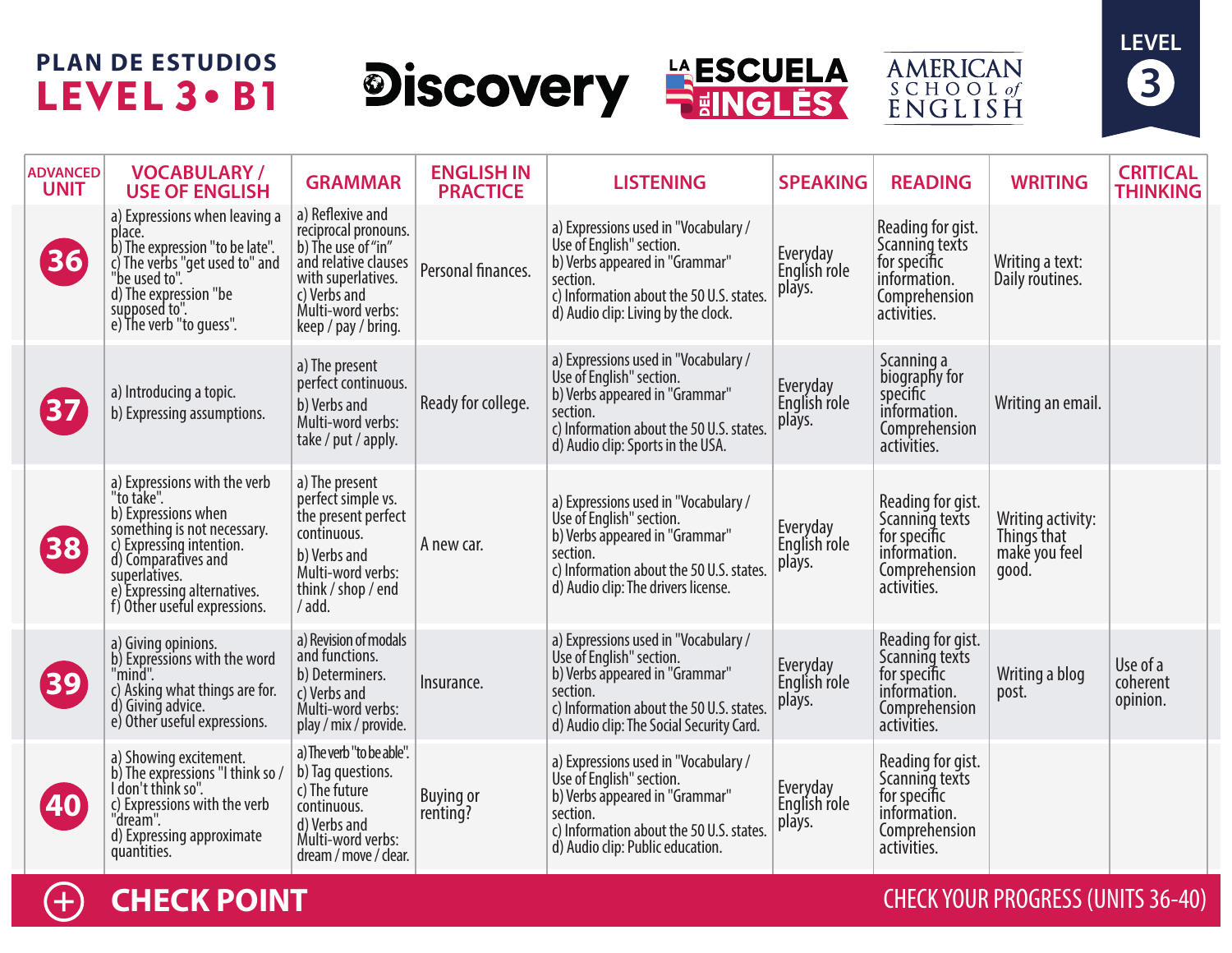# PLAN DE ESTUDIOS
## LEVEL 3 • B1

Discovery | LA ESCUELA DEL INGLÉS | AMERICAN SCHOOL of ENGLISH

LEVEL 3

| ADVANCED UNIT | VOCABULARY / USE OF ENGLISH | GRAMMAR | ENGLISH IN PRACTICE | LISTENING | SPEAKING | READING | WRITING | CRITICAL THINKING |
|---|---|---|---|---|---|---|---|---|
| 36 | a) Expressions when leaving a place.<br>b) The expression "to be late".<br>c) The verbs "get used to" and "be used to".<br>d) The expression "be supposed to".<br>e) The verb "to guess". | a) Reflexive and reciprocal pronouns.<br>b) The use of "in" and relative clauses with superlatives.<br>c) Verbs and Multi-word verbs: keep / pay / bring. | Personal finances. | a) Expressions used in "Vocabulary / Use of English" section.<br>b) Verbs appeared in "Grammar" section.<br>c) Information about the 50 U.S. states.<br>d) Audio clip: Living by the clock. | Everyday English role plays. | Reading for gist. Scanning texts for specific information. Comprehension activities. | Writing a text: Daily routines. | |
| 37 | a) Introducing a topic.<br>b) Expressing assumptions. | a) The present perfect continuous.<br>b) Verbs and Multi-word verbs: take / put / apply. | Ready for college. | a) Expressions used in "Vocabulary / Use of English" section.<br>b) Verbs appeared in "Grammar" section.<br>c) Information about the 50 U.S. states.<br>d) Audio clip: Sports in the USA. | Everyday English role plays. | Scanning a biography for specific information. Comprehension activities. | Writing an email. | |
| 38 | a) Expressions with the verb "to take".<br>b) Expressions when something is not necessary.<br>c) Expressing intention.<br>d) Comparatives and superlatives.<br>e) Expressing alternatives.<br>f) Other useful expressions. | a) The present perfect simple vs. the present perfect continuous.<br>b) Verbs and Multi-word verbs: think / shop / end / add. | A new car. | a) Expressions used in "Vocabulary / Use of English" section.<br>b) Verbs appeared in "Grammar" section.<br>c) Information about the 50 U.S. states.<br>d) Audio clip: The drivers license. | Everyday English role plays. | Reading for gist. Scanning texts for specific information. Comprehension activities. | Writing activity: Things that make you feel good. | |
| 39 | a) Giving opinions.<br>b) Expressions with the word "mind".<br>c) Asking what things are for.<br>d) Giving advice.<br>e) Other useful expressions. | a) Revision of modals and functions.<br>b) Determiners.<br>c) Verbs and Multi-word verbs: play / mix / provide. | Insurance. | a) Expressions used in "Vocabulary / Use of English" section.<br>b) Verbs appeared in "Grammar" section.<br>c) Information about the 50 U.S. states.<br>d) Audio clip: The Social Security Card. | Everyday English role plays. | Reading for gist. Scanning texts for specific information. Comprehension activities. | Writing a blog post. | Use of a coherent opinion. |
| 40 | a) Showing excitement.<br>b) The expressions "I think so / I don't think so".<br>c) Expressions with the verb "dream".<br>d) Expressing approximate quantities. | a) The verb "to be able".<br>b) Tag questions.<br>c) The future continuous.<br>d) Verbs and Multi-word verbs: dream / move / clear. | Buying or renting? | a) Expressions used in "Vocabulary / Use of English" section.<br>b) Verbs appeared in "Grammar" section.<br>c) Information about the 50 U.S. states.<br>d) Audio clip: Public education. | Everyday English role plays. | Reading for gist. Scanning texts for specific information. Comprehension activities. | | |

**CHECK POINT** — CHECK YOUR PROGRESS (UNITS 36-40)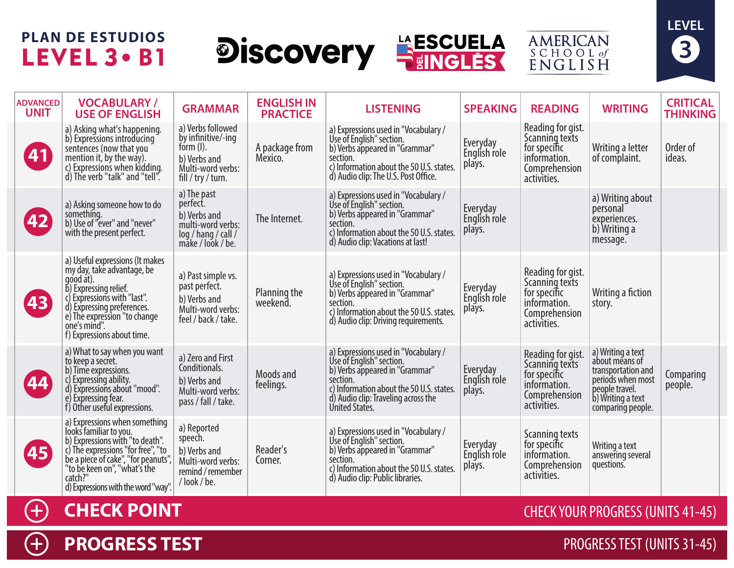PLAN DE ESTUDIOS

# LEVEL 3 • B1

Discovery | LA ESCUELA DEL INGLÉS | AMERICAN SCHOOL of ENGLISH

LEVEL 3

| ADVANCED UNIT | VOCABULARY / USE OF ENGLISH | GRAMMAR | ENGLISH IN PRACTICE | LISTENING | SPEAKING | READING | WRITING | CRITICAL THINKING |
|---|---|---|---|---|---|---|---|---|
| 41 | a) Asking what's happening.<br>b) Expressions introducing sentences (now that you mention it, by the way).<br>c) Expressions when kidding.<br>d) The verb "talk" and "tell". | a) Verbs followed by infinitive/-ing form (I).<br>b) Verbs and Multi-word verbs: fill / try / turn. | A package from Mexico. | a) Expressions used in "Vocabulary / Use of English" section.<br>b) Verbs appeared in "Grammar" section.<br>c) Information about the 50 U.S. states.<br>d) Audio clip: The U.S. Post Office. | Everyday English role plays. | Reading for gist. Scanning texts for specific information. Comprehension activities. | Writing a letter of complaint. | Order of ideas. |
| 42 | a) Asking someone how to do something.<br>b) Use of "ever" and "never" with the present perfect. | a) The past perfect.<br>b) Verbs and multi-word verbs: log / hang / call / make / look / be. | The Internet. | a) Expressions used in "Vocabulary / Use of English" section.<br>b) Verbs appeared in "Grammar" section.<br>c) Information about the 50 U.S. states.<br>d) Audio clip: Vacations at last! | Everyday English role plays. | | a) Writing about personal experiences.<br>b) Writing a message. | |
| 43 | a) Useful expressions (It makes my day, take advantage, be good at).<br>b) Expressing relief.<br>c) Expressions with "last".<br>d) Expressing preferences.<br>e) The expression "to change one's mind".<br>f) Expressions about time. | a) Past simple vs. past perfect.<br>b) Verbs and Multi-word verbs: feel / back / take. | Planning the weekend. | a) Expressions used in "Vocabulary / Use of English" section.<br>b) Verbs appeared in "Grammar" section.<br>c) Information about the 50 U.S. states.<br>d) Audio clip: Driving requirements. | Everyday English role plays. | Reading for gist. Scanning texts for specific information. Comprehension activities. | Writing a fiction story. | |
| 44 | a) What to say when you want to keep a secret.<br>b) Time expressions.<br>c) Expressing ability.<br>d) Expressions about "mood".<br>e) Expressing fear.<br>f) Other useful expressions. | a) Zero and First Conditionals.<br>b) Verbs and Multi-word verbs: pass / fall / take. | Moods and feelings. | a) Expressions used in "Vocabulary / Use of English" section.<br>b) Verbs appeared in "Grammar" section.<br>c) Information about the 50 U.S. states.<br>d) Audio clip: Traveling across the United States. | Everyday English role plays. | Reading for gist. Scanning texts for specific information. Comprehension activities. | a) Writing a text about means of transportation and periods when most people travel.<br>b) Writing a text comparing people. | Comparing people. |
| 45 | a) Expressions when something looks familiar to you.<br>b) Expressions with "to death".<br>c) The expressions "for free", "to be a piece of cake", "for peanuts", "to be keen on", "what's the catch?"<br>d) Expressions with the word "way". | a) Reported speech.<br>b) Verbs and Multi-word verbs: remind / remember / look / be. | Reader's Corner. | a) Expressions used in "Vocabulary / Use of English" section.<br>b) Verbs appeared in "Grammar" section.<br>c) Information about the 50 U.S. states.<br>d) Audio clip: Public libraries. | Everyday English role plays. | Scanning texts for specific information. Comprehension activities. | Writing a text answering several questions. | |

**CHECK POINT** — CHECK YOUR PROGRESS (UNITS 41-45)

**PROGRESS TEST** — PROGRESS TEST (UNITS 31-45)